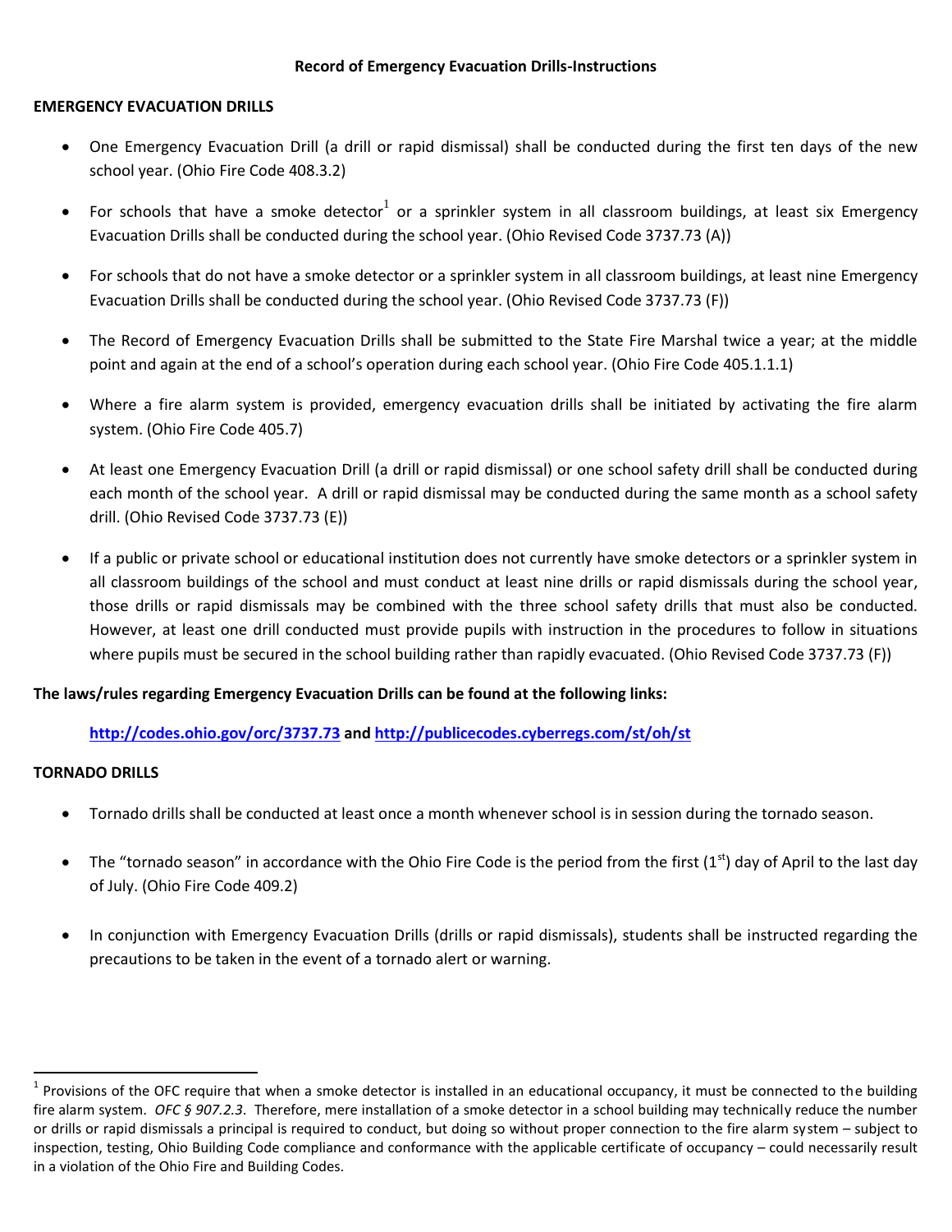# Record of Emergency Evacuation Drills-Instructions

## EMERGENCY EVACUATION DRILLS

- One Emergency Evacuation Drill (a drill or rapid dismissal) shall be conducted during the first ten days of the new school year. (Ohio Fire Code 408.3.2)
- For schools that have a smoke detector[1] or a sprinkler system in all classroom buildings, at least six Emergency Evacuation Drills shall be conducted during the school year. (Ohio Revised Code 3737.73 (A))
- For schools that do not have a smoke detector or a sprinkler system in all classroom buildings, at least nine Emergency Evacuation Drills shall be conducted during the school year. (Ohio Revised Code 3737.73 (F))
- The Record of Emergency Evacuation Drills shall be submitted to the State Fire Marshal twice a year; at the middle point and again at the end of a school's operation during each school year. (Ohio Fire Code 405.1.1.1)
- Where a fire alarm system is provided, emergency evacuation drills shall be initiated by activating the fire alarm system. (Ohio Fire Code 405.7)
- At least one Emergency Evacuation Drill (a drill or rapid dismissal) or one school safety drill shall be conducted during each month of the school year. A drill or rapid dismissal may be conducted during the same month as a school safety drill. (Ohio Revised Code 3737.73 (E))
- If a public or private school or educational institution does not currently have smoke detectors or a sprinkler system in all classroom buildings of the school and must conduct at least nine drills or rapid dismissals during the school year, those drills or rapid dismissals may be combined with the three school safety drills that must also be conducted. However, at least one drill conducted must provide pupils with instruction in the procedures to follow in situations where pupils must be secured in the school building rather than rapidly evacuated. (Ohio Revised Code 3737.73 (F))

**The laws/rules regarding Emergency Evacuation Drills can be found at the following links:**

**http://codes.ohio.gov/orc/3737.73 and http://publicecodes.cyberregs.com/st/oh/st**

## TORNADO DRILLS

- Tornado drills shall be conducted at least once a month whenever school is in session during the tornado season.
- The "tornado season" in accordance with the Ohio Fire Code is the period from the first (1st) day of April to the last day of July. (Ohio Fire Code 409.2)
- In conjunction with Emergency Evacuation Drills (drills or rapid dismissals), students shall be instructed regarding the precautions to be taken in the event of a tornado alert or warning.

---

[1] Provisions of the OFC require that when a smoke detector is installed in an educational occupancy, it must be connected to the building fire alarm system. *OFC § 907.2.3*. Therefore, mere installation of a smoke detector in a school building may technically reduce the number or drills or rapid dismissals a principal is required to conduct, but doing so without proper connection to the fire alarm system – subject to inspection, testing, Ohio Building Code compliance and conformance with the applicable certificate of occupancy – could necessarily result in a violation of the Ohio Fire and Building Codes.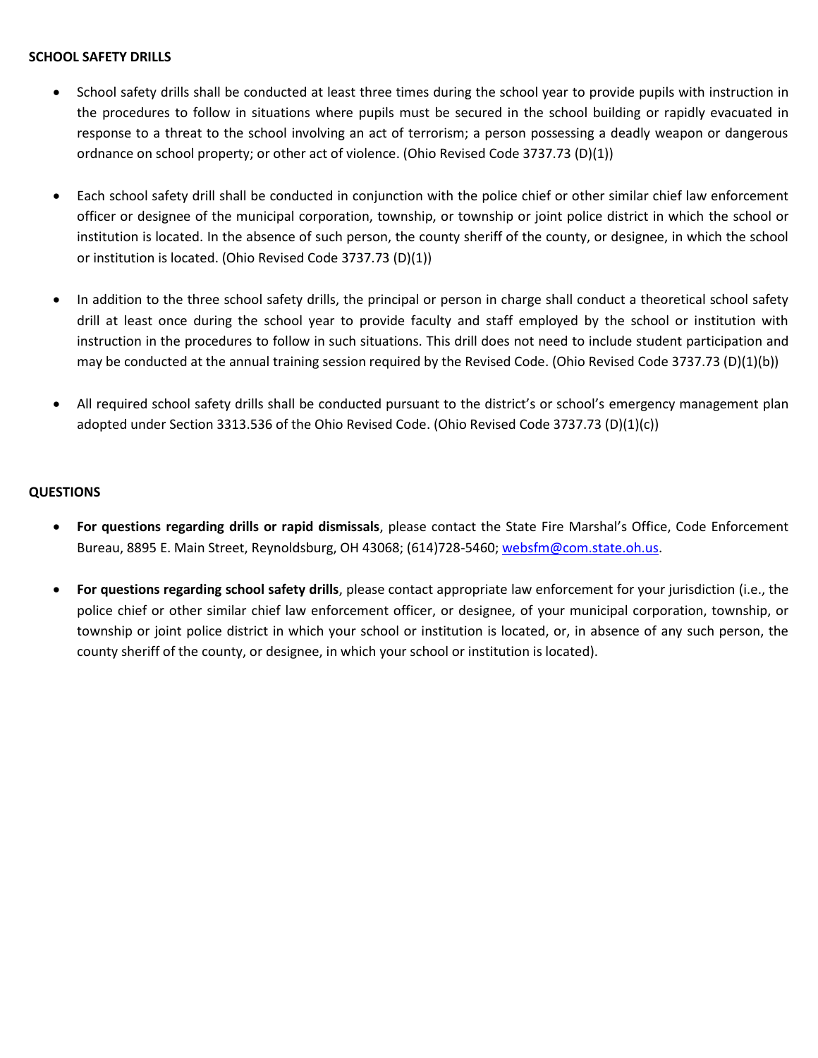**SCHOOL SAFETY DRILLS**

- School safety drills shall be conducted at least three times during the school year to provide pupils with instruction in the procedures to follow in situations where pupils must be secured in the school building or rapidly evacuated in response to a threat to the school involving an act of terrorism; a person possessing a deadly weapon or dangerous ordnance on school property; or other act of violence. (Ohio Revised Code 3737.73 (D)(1))

- Each school safety drill shall be conducted in conjunction with the police chief or other similar chief law enforcement officer or designee of the municipal corporation, township, or township or joint police district in which the school or institution is located. In the absence of such person, the county sheriff of the county, or designee, in which the school or institution is located. (Ohio Revised Code 3737.73 (D)(1))

- In addition to the three school safety drills, the principal or person in charge shall conduct a theoretical school safety drill at least once during the school year to provide faculty and staff employed by the school or institution with instruction in the procedures to follow in such situations. This drill does not need to include student participation and may be conducted at the annual training session required by the Revised Code. (Ohio Revised Code 3737.73 (D)(1)(b))

- All required school safety drills shall be conducted pursuant to the district's or school's emergency management plan adopted under Section 3313.536 of the Ohio Revised Code. (Ohio Revised Code 3737.73 (D)(1)(c))

**QUESTIONS**

- **For questions regarding drills or rapid dismissals**, please contact the State Fire Marshal's Office, Code Enforcement Bureau, 8895 E. Main Street, Reynoldsburg, OH 43068; (614)728-5460; websfm@com.state.oh.us.

- **For questions regarding school safety drills**, please contact appropriate law enforcement for your jurisdiction (i.e., the police chief or other similar chief law enforcement officer, or designee, of your municipal corporation, township, or township or joint police district in which your school or institution is located, or, in absence of any such person, the county sheriff of the county, or designee, in which your school or institution is located).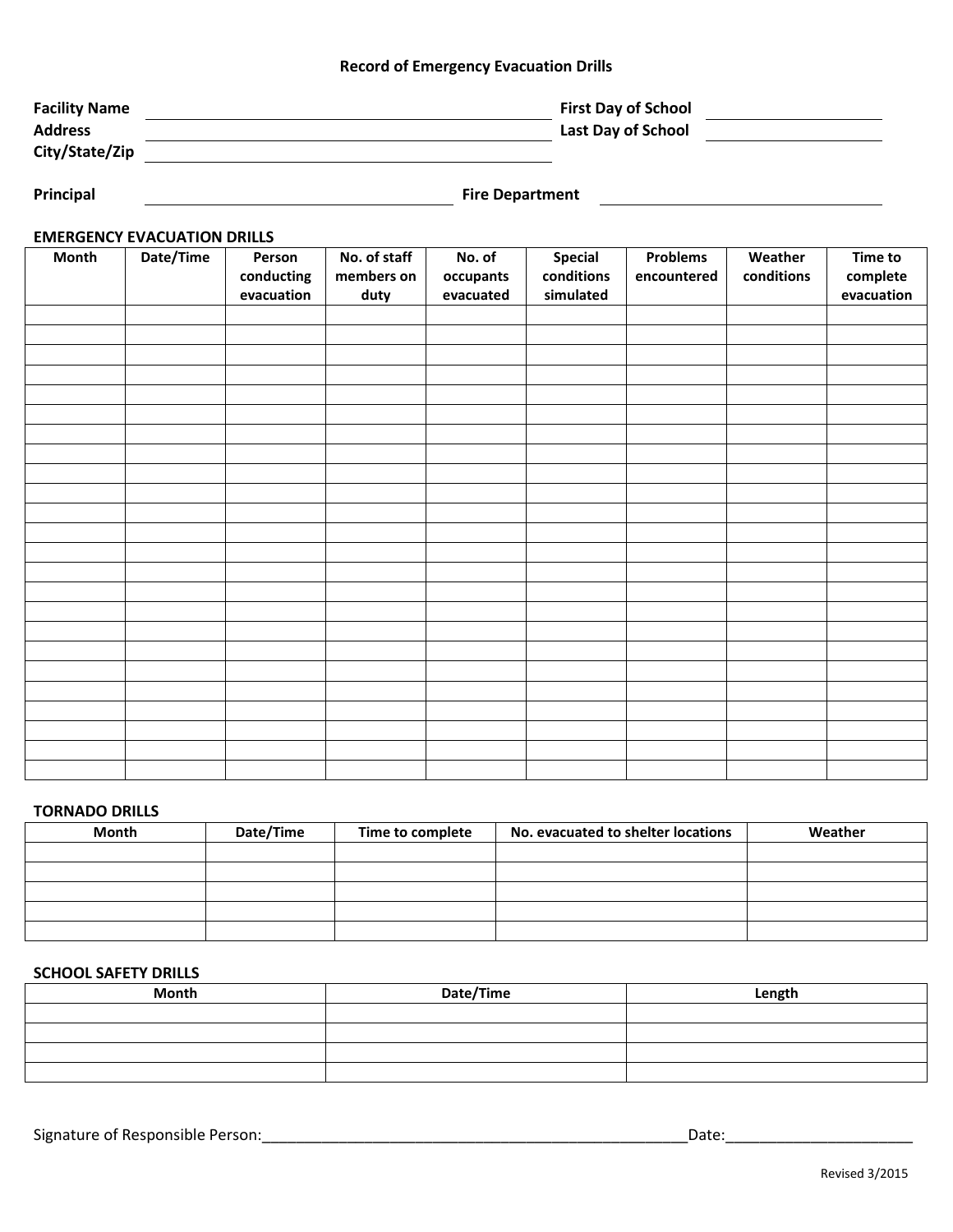# Record of Emergency Evacuation Drills

**Facility Name** ______________________________ **First Day of School** ____________________

**Address** ______________________________ **Last Day of School** ____________________

**City/State/Zip** ______________________________

**Principal** ______________________________ **Fire Department** ______________________________

**EMERGENCY EVACUATION DRILLS**

| Month | Date/Time | Person conducting evacuation | No. of staff members on duty | No. of occupants evacuated | Special conditions simulated | Problems encountered | Weather conditions | Time to complete evacuation |
|---|---|---|---|---|---|---|---|---|
| | | | | | | | | |
| | | | | | | | | |
| | | | | | | | | |
| | | | | | | | | |
| | | | | | | | | |
| | | | | | | | | |
| | | | | | | | | |
| | | | | | | | | |
| | | | | | | | | |
| | | | | | | | | |
| | | | | | | | | |
| | | | | | | | | |
| | | | | | | | | |
| | | | | | | | | |
| | | | | | | | | |
| | | | | | | | | |
| | | | | | | | | |
| | | | | | | | | |
| | | | | | | | | |
| | | | | | | | | |
| | | | | | | | | |
| | | | | | | | | |
| | | | | | | | | |
| | | | | | | | | |

**TORNADO DRILLS**

| Month | Date/Time | Time to complete | No. evacuated to shelter locations | Weather |
|---|---|---|---|---|
| | | | | |
| | | | | |
| | | | | |
| | | | | |
| | | | | |

**SCHOOL SAFETY DRILLS**

| Month | Date/Time | Length |
|---|---|---|
| | | |
| | | |
| | | |
| | | |

Signature of Responsible Person:____________________________________________________Date:______________________

Revised 3/2015